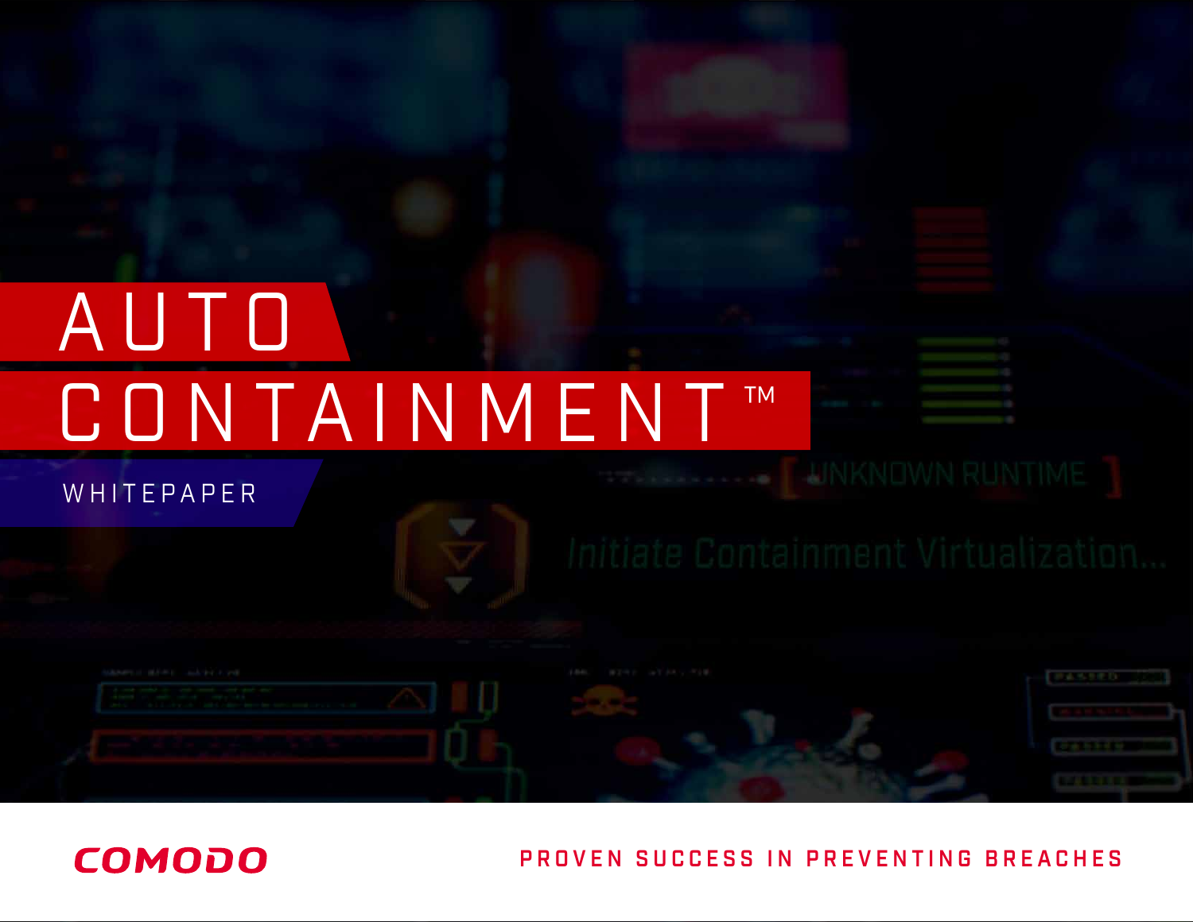# AUTO CONTAINMENT™

WHITEPAPER

COMODO

PROVEN SUCCESS IN PREVENTING BREACHES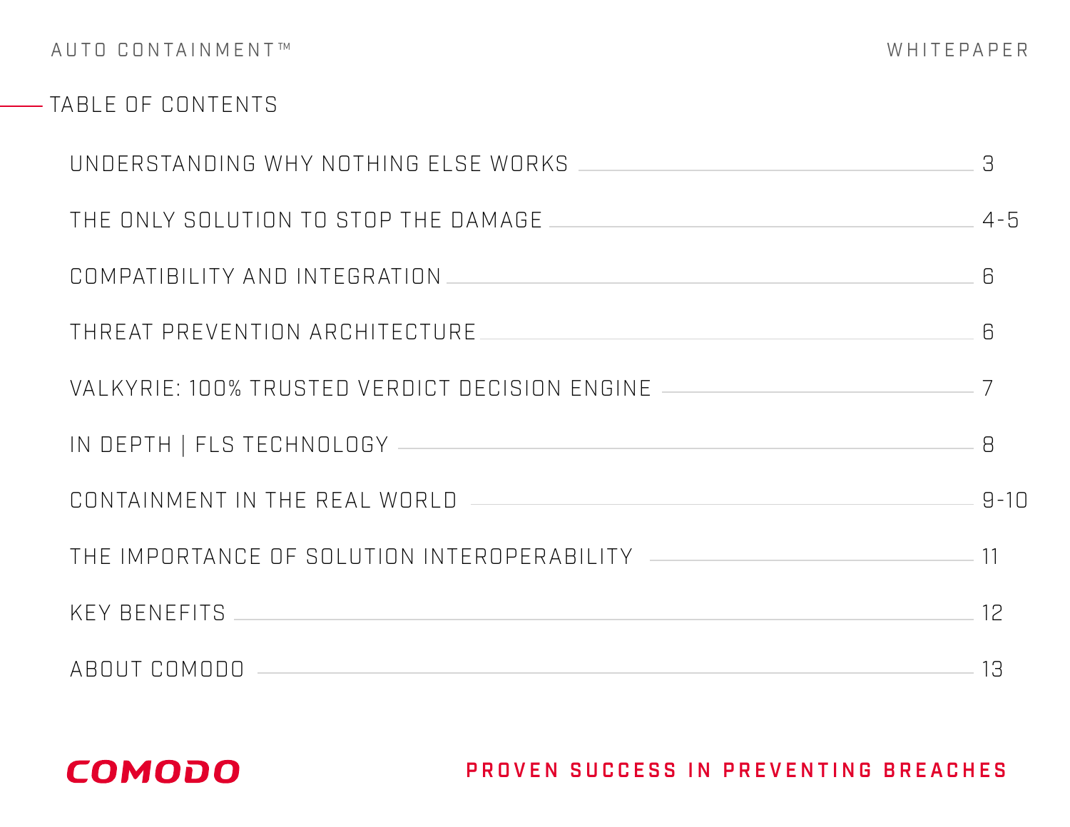## TABLE OF CONTENTS

| | |
|---|---|
| UNDERSTANDING WHY NOTHING ELSE WORKS | 3 |
| THE ONLY SOLUTION TO STOP THE DAMAGE | 4-5 |
| COMPATIBILITY AND INTEGRATION | 6 |
| THREAT PREVENTION ARCHITECTURE | 6 |
| VALKYRIE: 100% TRUSTED VERDICT DECISION ENGINE | 7 |
| IN DEPTH \| FLS TECHNOLOGY | 8 |
| CONTAINMENT IN THE REAL WORLD | 9-10 |
| THE IMPORTANCE OF SOLUTION INTEROPERABILITY | 11 |
| KEY BENEFITS | 12 |
| ABOUT COMODO | 13 |

COMODO

**PROVEN SUCCESS IN PREVENTING BREACHES**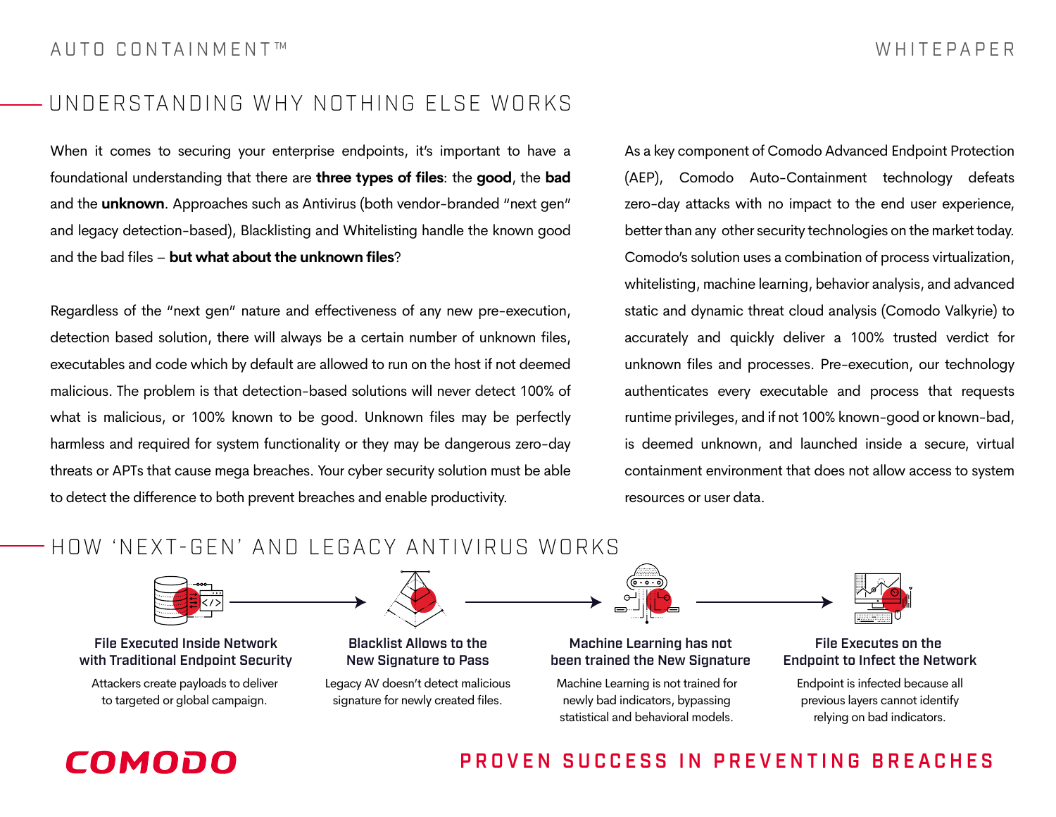## UNDERSTANDING WHY NOTHING ELSE WORKS

When it comes to securing your enterprise endpoints, it's important to have a foundational understanding that there are **three types of files**: the **good**, the **bad** and the **unknown**. Approaches such as Antivirus (both vendor-branded "next gen" and legacy detection-based), Blacklisting and Whitelisting handle the known good and the bad files – **but what about the unknown files**?

Regardless of the "next gen" nature and effectiveness of any new pre-execution, detection based solution, there will always be a certain number of unknown files, executables and code which by default are allowed to run on the host if not deemed malicious. The problem is that detection-based solutions will never detect 100% of what is malicious, or 100% known to be good. Unknown files may be perfectly harmless and required for system functionality or they may be dangerous zero-day threats or APTs that cause mega breaches. Your cyber security solution must be able to detect the difference to both prevent breaches and enable productivity.

As a key component of Comodo Advanced Endpoint Protection (AEP), Comodo Auto-Containment technology defeats zero-day attacks with no impact to the end user experience, better than any other security technologies on the market today. Comodo's solution uses a combination of process virtualization, whitelisting, machine learning, behavior analysis, and advanced static and dynamic threat cloud analysis (Comodo Valkyrie) to accurately and quickly deliver a 100% trusted verdict for unknown files and processes. Pre-execution, our technology authenticates every executable and process that requests runtime privileges, and if not 100% known-good or known-bad, is deemed unknown, and launched inside a secure, virtual containment environment that does not allow access to system resources or user data.

## HOW 'NEXT-GEN' AND LEGACY ANTIVIRUS WORKS

**File Executed Inside Network with Traditional Endpoint Security**

Attackers create payloads to deliver to targeted or global campaign.

**Blacklist Allows to the New Signature to Pass**

Legacy AV doesn't detect malicious signature for newly created files.

**Machine Learning has not been trained the New Signature**

Machine Learning is not trained for newly bad indicators, bypassing statistical and behavioral models.

**File Executes on the Endpoint to Infect the Network**

Endpoint is infected because all previous layers cannot identify relying on bad indicators.

COMODO

PROVEN SUCCESS IN PREVENTING BREACHES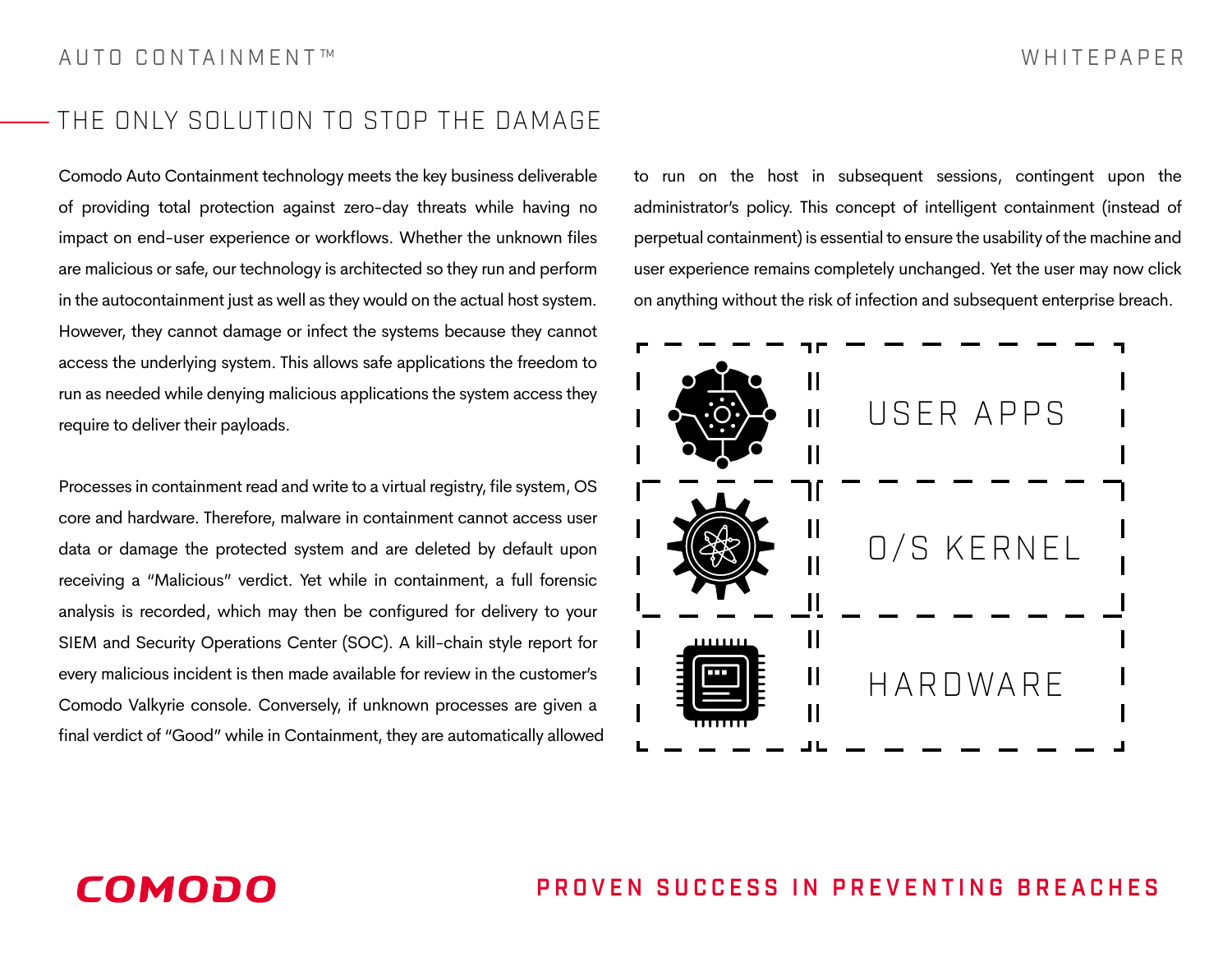## THE ONLY SOLUTION TO STOP THE DAMAGE

Comodo Auto Containment technology meets the key business deliverable of providing total protection against zero-day threats while having no impact on end-user experience or workflows. Whether the unknown files are malicious or safe, our technology is architected so they run and perform in the autocontainment just as well as they would on the actual host system. However, they cannot damage or infect the systems because they cannot access the underlying system. This allows safe applications the freedom to run as needed while denying malicious applications the system access they require to deliver their payloads.

Processes in containment read and write to a virtual registry, file system, OS core and hardware. Therefore, malware in containment cannot access user data or damage the protected system and are deleted by default upon receiving a "Malicious" verdict. Yet while in containment, a full forensic analysis is recorded, which may then be configured for delivery to your SIEM and Security Operations Center (SOC). A kill-chain style report for every malicious incident is then made available for review in the customer's Comodo Valkyrie console. Conversely, if unknown processes are given a final verdict of "Good" while in Containment, they are automatically allowed to run on the host in subsequent sessions, contingent upon the administrator's policy. This concept of intelligent containment (instead of perpetual containment) is essential to ensure the usability of the machine and user experience remains completely unchanged. Yet the user may now click on anything without the risk of infection and subsequent enterprise breach.

USER APPS

O/S KERNEL

HARDWARE

**PROVEN SUCCESS IN PREVENTING BREACHES**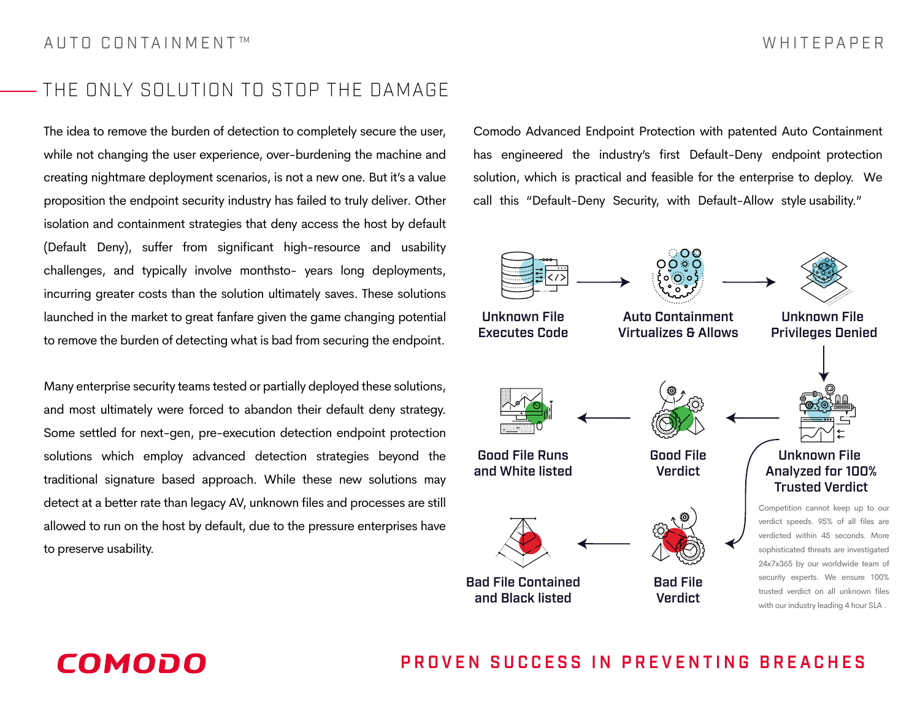## THE ONLY SOLUTION TO STOP THE DAMAGE

The idea to remove the burden of detection to completely secure the user, while not changing the user experience, over-burdening the machine and creating nightmare deployment scenarios, is not a new one. But it's a value proposition the endpoint security industry has failed to truly deliver. Other isolation and containment strategies that deny access the host by default (Default Deny), suffer from significant high-resource and usability challenges, and typically involve monthsto- years long deployments, incurring greater costs than the solution ultimately saves. These solutions launched in the market to great fanfare given the game changing potential to remove the burden of detecting what is bad from securing the endpoint.

Many enterprise security teams tested or partially deployed these solutions, and most ultimately were forced to abandon their default deny strategy. Some settled for next-gen, pre-execution detection endpoint protection solutions which employ advanced detection strategies beyond the traditional signature based approach. While these new solutions may detect at a better rate than legacy AV, unknown files and processes are still allowed to run on the host by default, due to the pressure enterprises have to preserve usability.

Comodo Advanced Endpoint Protection with patented Auto Containment has engineered the industry's first Default-Deny endpoint protection solution, which is practical and feasible for the enterprise to deploy. We call this "Default-Deny Security, with Default-Allow style usability."

**Unknown File Executes Code** → **Auto Containment Virtualizes & Allows** → **Unknown File Privileges Denied** → **Unknown File Analyzed for 100% Trusted Verdict**

- **Good File Verdict** → **Good File Runs and White listed**
- **Bad File Verdict** → **Bad File Contained and Black listed**

Competition cannot keep up to our verdict speeds. 95% of all files are verdicted within 45 seconds. More sophisticated threats are investigated 24x7x365 by our worldwide team of security experts. We ensure 100% trusted verdict on all unknown files with our industry leading 4 hour SLA .

**PROVEN SUCCESS IN PREVENTING BREACHES**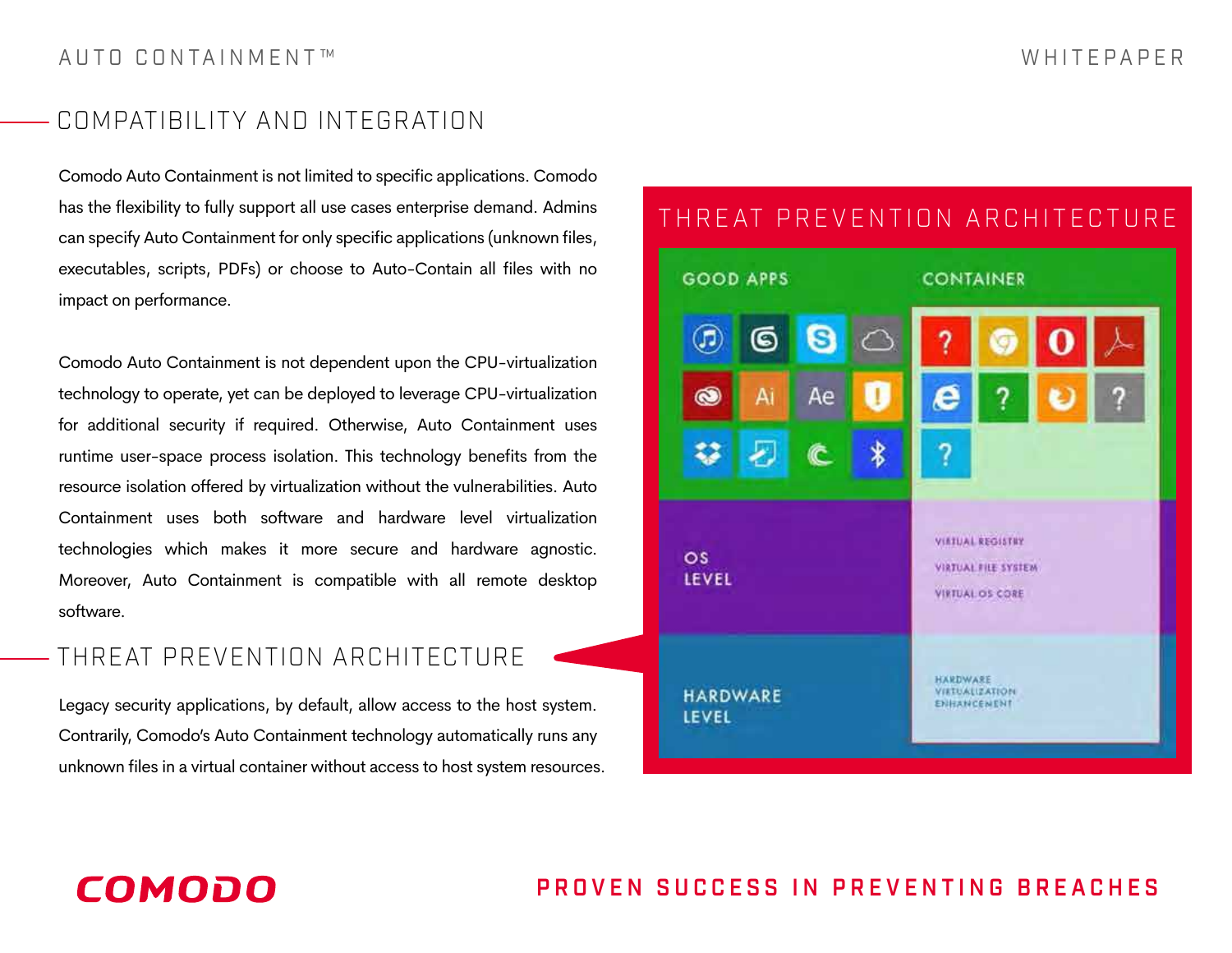## COMPATIBILITY AND INTEGRATION

Comodo Auto Containment is not limited to specific applications. Comodo has the flexibility to fully support all use cases enterprise demand. Admins can specify Auto Containment for only specific applications (unknown files, executables, scripts, PDFs) or choose to Auto-Contain all files with no impact on performance.

Comodo Auto Containment is not dependent upon the CPU-virtualization technology to operate, yet can be deployed to leverage CPU-virtualization for additional security if required. Otherwise, Auto Containment uses runtime user-space process isolation. This technology benefits from the resource isolation offered by virtualization without the vulnerabilities. Auto Containment uses both software and hardware level virtualization technologies which makes it more secure and hardware agnostic. Moreover, Auto Containment is compatible with all remote desktop software.

## THREAT PREVENTION ARCHITECTURE

Legacy security applications, by default, allow access to the host system. Contrarily, Comodo's Auto Containment technology automatically runs any unknown files in a virtual container without access to host system resources.

### THREAT PREVENTION ARCHITECTURE

| | |
|---|---|
| GOOD APPS | CONTAINER |
| OS LEVEL | VIRTUAL REGISTRY<br>VIRTUAL FILE SYSTEM<br>VIRTUAL OS CORE |
| HARDWARE LEVEL | HARDWARE VIRTUALIZATION ENHANCEMENT |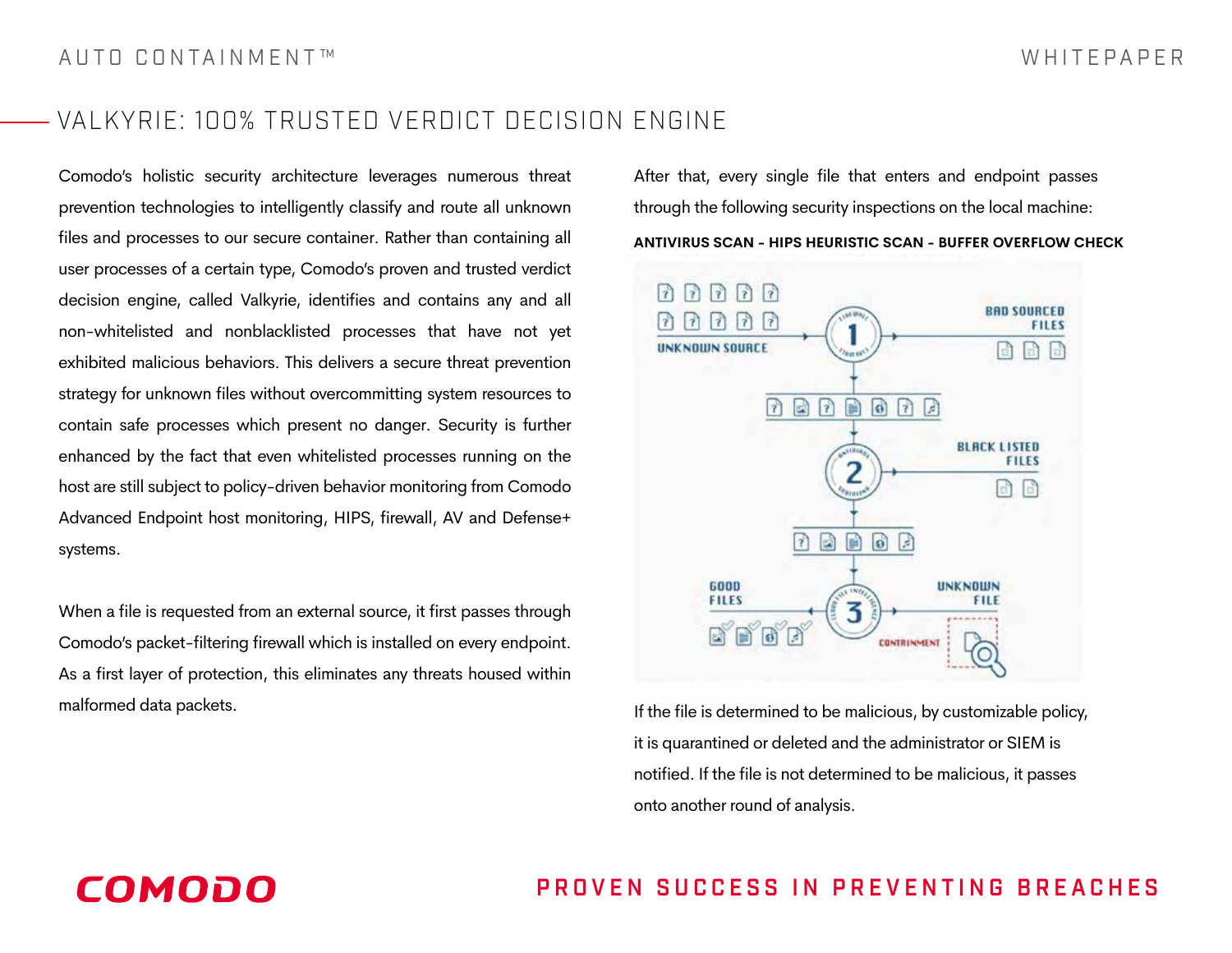## VALKYRIE: 100% TRUSTED VERDICT DECISION ENGINE

Comodo's holistic security architecture leverages numerous threat prevention technologies to intelligently classify and route all unknown files and processes to our secure container. Rather than containing all user processes of a certain type, Comodo's proven and trusted verdict decision engine, called Valkyrie, identifies and contains any and all non-whitelisted and nonblacklisted processes that have not yet exhibited malicious behaviors. This delivers a secure threat prevention strategy for unknown files without overcommitting system resources to contain safe processes which present no danger. Security is further enhanced by the fact that even whitelisted processes running on the host are still subject to policy-driven behavior monitoring from Comodo Advanced Endpoint host monitoring, HIPS, firewall, AV and Defense+ systems.

When a file is requested from an external source, it first passes through Comodo's packet-filtering firewall which is installed on every endpoint. As a first layer of protection, this eliminates any threats housed within malformed data packets.

After that, every single file that enters and endpoint passes through the following security inspections on the local machine:

**ANTIVIRUS SCAN - HIPS HEURISTIC SCAN - BUFFER OVERFLOW CHECK**

If the file is determined to be malicious, by customizable policy, it is quarantined or deleted and the administrator or SIEM is notified. If the file is not determined to be malicious, it passes onto another round of analysis.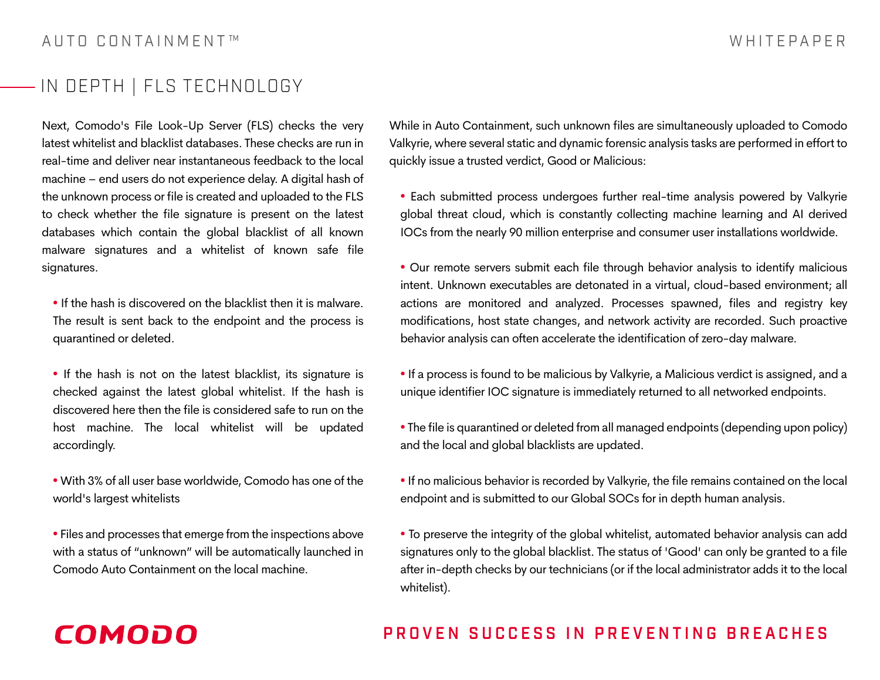## IN DEPTH | FLS TECHNOLOGY

Next, Comodo's File Look-Up Server (FLS) checks the very latest whitelist and blacklist databases. These checks are run in real-time and deliver near instantaneous feedback to the local machine – end users do not experience delay. A digital hash of the unknown process or file is created and uploaded to the FLS to check whether the file signature is present on the latest databases which contain the global blacklist of all known malware signatures and a whitelist of known safe file signatures.

- If the hash is discovered on the blacklist then it is malware. The result is sent back to the endpoint and the process is quarantined or deleted.
- If the hash is not on the latest blacklist, its signature is checked against the latest global whitelist. If the hash is discovered here then the file is considered safe to run on the host machine. The local whitelist will be updated accordingly.
- With 3% of all user base worldwide, Comodo has one of the world's largest whitelists
- Files and processes that emerge from the inspections above with a status of "unknown" will be automatically launched in Comodo Auto Containment on the local machine.

While in Auto Containment, such unknown files are simultaneously uploaded to Comodo Valkyrie, where several static and dynamic forensic analysis tasks are performed in effort to quickly issue a trusted verdict, Good or Malicious:

- Each submitted process undergoes further real-time analysis powered by Valkyrie global threat cloud, which is constantly collecting machine learning and AI derived IOCs from the nearly 90 million enterprise and consumer user installations worldwide.
- Our remote servers submit each file through behavior analysis to identify malicious intent. Unknown executables are detonated in a virtual, cloud-based environment; all actions are monitored and analyzed. Processes spawned, files and registry key modifications, host state changes, and network activity are recorded. Such proactive behavior analysis can often accelerate the identification of zero-day malware.
- If a process is found to be malicious by Valkyrie, a Malicious verdict is assigned, and a unique identifier IOC signature is immediately returned to all networked endpoints.
- The file is quarantined or deleted from all managed endpoints (depending upon policy) and the local and global blacklists are updated.
- If no malicious behavior is recorded by Valkyrie, the file remains contained on the local endpoint and is submitted to our Global SOCs for in depth human analysis.
- To preserve the integrity of the global whitelist, automated behavior analysis can add signatures only to the global blacklist. The status of 'Good' can only be granted to a file after in-depth checks by our technicians (or if the local administrator adds it to the local whitelist).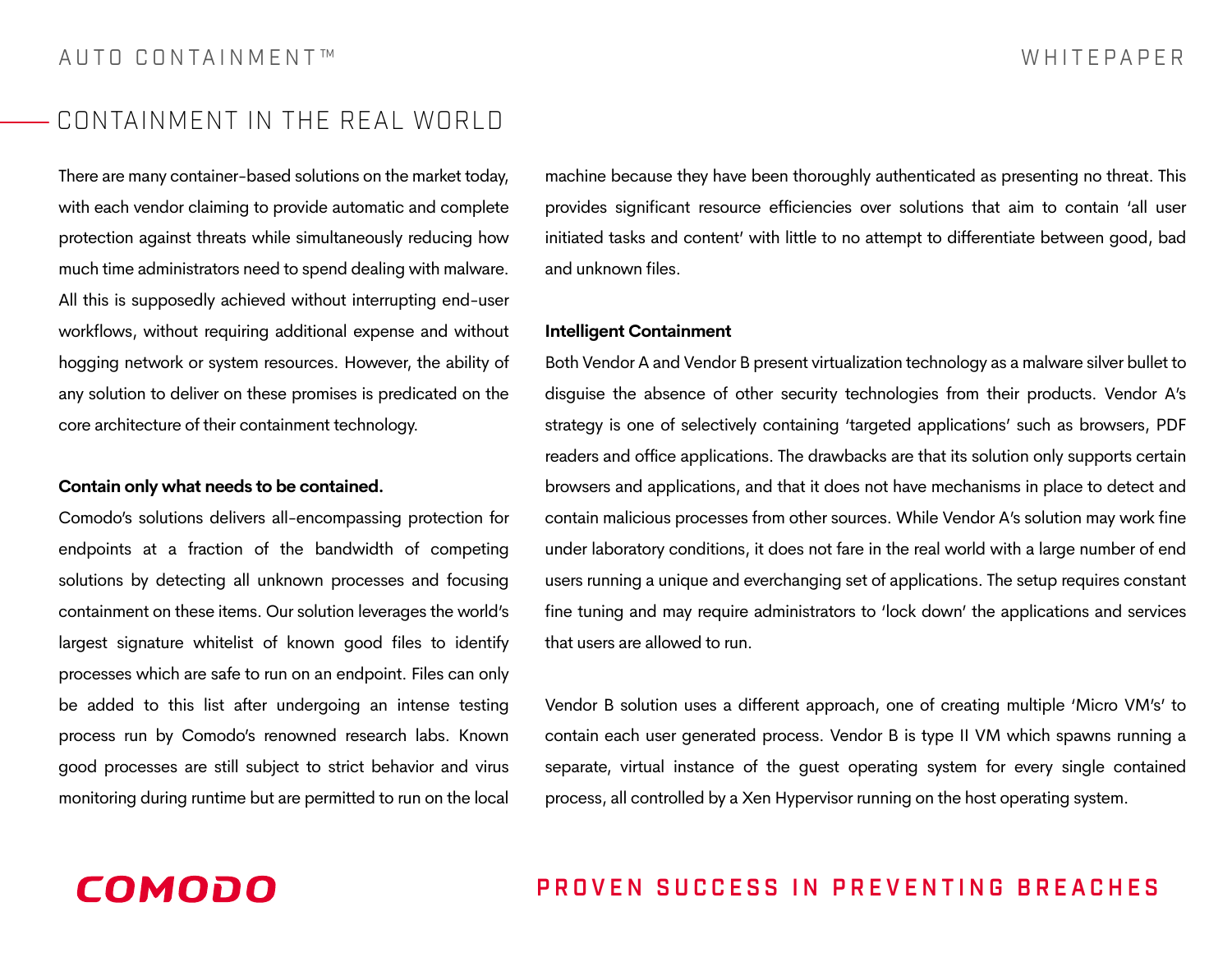## CONTAINMENT IN THE REAL WORLD

There are many container-based solutions on the market today, with each vendor claiming to provide automatic and complete protection against threats while simultaneously reducing how much time administrators need to spend dealing with malware. All this is supposedly achieved without interrupting end-user workflows, without requiring additional expense and without hogging network or system resources. However, the ability of any solution to deliver on these promises is predicated on the core architecture of their containment technology.

**Contain only what needs to be contained.**

Comodo's solutions delivers all-encompassing protection for endpoints at a fraction of the bandwidth of competing solutions by detecting all unknown processes and focusing containment on these items. Our solution leverages the world's largest signature whitelist of known good files to identify processes which are safe to run on an endpoint. Files can only be added to this list after undergoing an intense testing process run by Comodo's renowned research labs. Known good processes are still subject to strict behavior and virus monitoring during runtime but are permitted to run on the local machine because they have been thoroughly authenticated as presenting no threat. This provides significant resource efficiencies over solutions that aim to contain 'all user initiated tasks and content' with little to no attempt to differentiate between good, bad and unknown files.

**Intelligent Containment**

Both Vendor A and Vendor B present virtualization technology as a malware silver bullet to disguise the absence of other security technologies from their products. Vendor A's strategy is one of selectively containing 'targeted applications' such as browsers, PDF readers and office applications. The drawbacks are that its solution only supports certain browsers and applications, and that it does not have mechanisms in place to detect and contain malicious processes from other sources. While Vendor A's solution may work fine under laboratory conditions, it does not fare in the real world with a large number of end users running a unique and everchanging set of applications. The setup requires constant fine tuning and may require administrators to 'lock down' the applications and services that users are allowed to run.

Vendor B solution uses a different approach, one of creating multiple 'Micro VM's' to contain each user generated process. Vendor B is type II VM which spawns running a separate, virtual instance of the guest operating system for every single contained process, all controlled by a Xen Hypervisor running on the host operating system.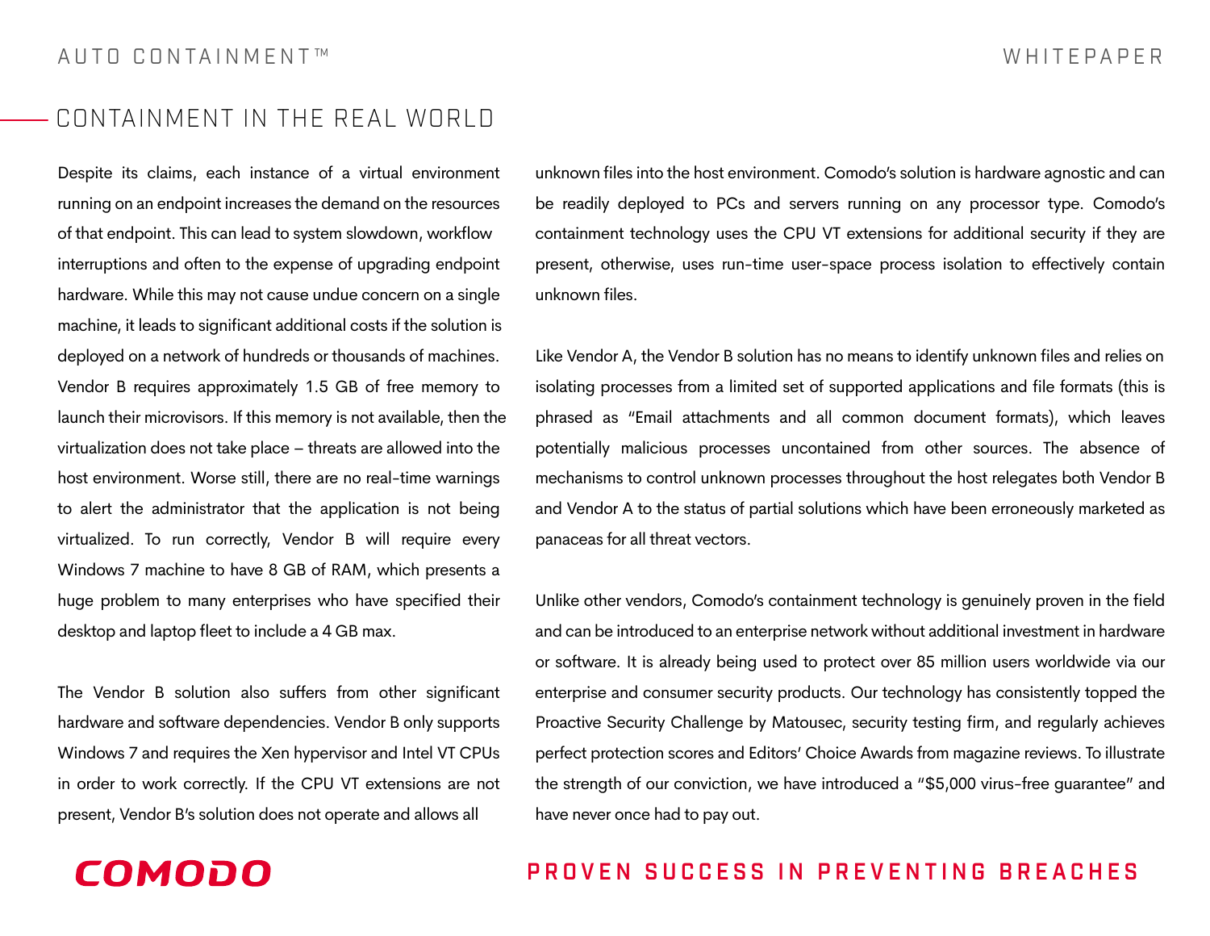## CONTAINMENT IN THE REAL WORLD

Despite its claims, each instance of a virtual environment running on an endpoint increases the demand on the resources of that endpoint. This can lead to system slowdown, workflow interruptions and often to the expense of upgrading endpoint hardware. While this may not cause undue concern on a single machine, it leads to significant additional costs if the solution is deployed on a network of hundreds or thousands of machines. Vendor B requires approximately 1.5 GB of free memory to launch their microvisors. If this memory is not available, then the virtualization does not take place – threats are allowed into the host environment. Worse still, there are no real-time warnings to alert the administrator that the application is not being virtualized. To run correctly, Vendor B will require every Windows 7 machine to have 8 GB of RAM, which presents a huge problem to many enterprises who have specified their desktop and laptop fleet to include a 4 GB max.

The Vendor B solution also suffers from other significant hardware and software dependencies. Vendor B only supports Windows 7 and requires the Xen hypervisor and Intel VT CPUs in order to work correctly. If the CPU VT extensions are not present, Vendor B's solution does not operate and allows all unknown files into the host environment. Comodo's solution is hardware agnostic and can be readily deployed to PCs and servers running on any processor type. Comodo's containment technology uses the CPU VT extensions for additional security if they are present, otherwise, uses run-time user-space process isolation to effectively contain unknown files.

Like Vendor A, the Vendor B solution has no means to identify unknown files and relies on isolating processes from a limited set of supported applications and file formats (this is phrased as "Email attachments and all common document formats), which leaves potentially malicious processes uncontained from other sources. The absence of mechanisms to control unknown processes throughout the host relegates both Vendor B and Vendor A to the status of partial solutions which have been erroneously marketed as panaceas for all threat vectors.

Unlike other vendors, Comodo's containment technology is genuinely proven in the field and can be introduced to an enterprise network without additional investment in hardware or software. It is already being used to protect over 85 million users worldwide via our enterprise and consumer security products. Our technology has consistently topped the Proactive Security Challenge by Matousec, security testing firm, and regularly achieves perfect protection scores and Editors' Choice Awards from magazine reviews. To illustrate the strength of our conviction, we have introduced a "$5,000 virus-free guarantee" and have never once had to pay out.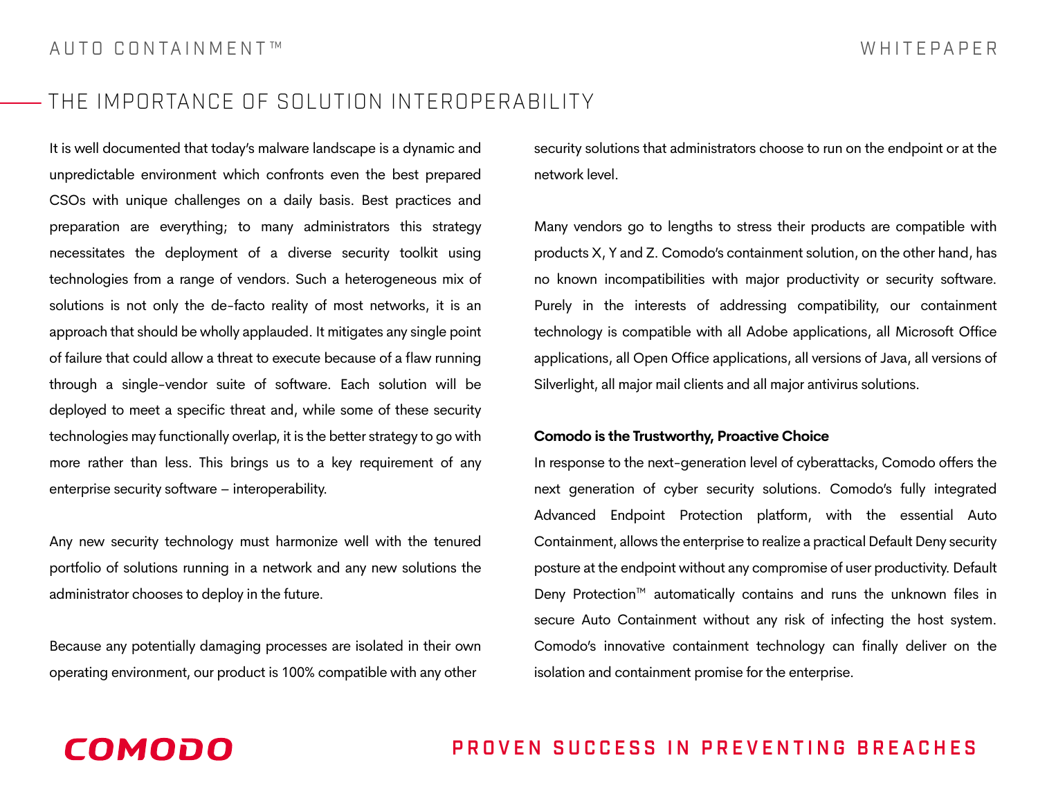## THE IMPORTANCE OF SOLUTION INTEROPERABILITY

It is well documented that today's malware landscape is a dynamic and unpredictable environment which confronts even the best prepared CSOs with unique challenges on a daily basis. Best practices and preparation are everything; to many administrators this strategy necessitates the deployment of a diverse security toolkit using technologies from a range of vendors. Such a heterogeneous mix of solutions is not only the de-facto reality of most networks, it is an approach that should be wholly applauded. It mitigates any single point of failure that could allow a threat to execute because of a flaw running through a single-vendor suite of software. Each solution will be deployed to meet a specific threat and, while some of these security technologies may functionally overlap, it is the better strategy to go with more rather than less. This brings us to a key requirement of any enterprise security software – interoperability.

Any new security technology must harmonize well with the tenured portfolio of solutions running in a network and any new solutions the administrator chooses to deploy in the future.

Because any potentially damaging processes are isolated in their own operating environment, our product is 100% compatible with any other security solutions that administrators choose to run on the endpoint or at the network level.

Many vendors go to lengths to stress their products are compatible with products X, Y and Z. Comodo's containment solution, on the other hand, has no known incompatibilities with major productivity or security software. Purely in the interests of addressing compatibility, our containment technology is compatible with all Adobe applications, all Microsoft Office applications, all Open Office applications, all versions of Java, all versions of Silverlight, all major mail clients and all major antivirus solutions.

**Comodo is the Trustworthy, Proactive Choice**

In response to the next-generation level of cyberattacks, Comodo offers the next generation of cyber security solutions. Comodo's fully integrated Advanced Endpoint Protection platform, with the essential Auto Containment, allows the enterprise to realize a practical Default Deny security posture at the endpoint without any compromise of user productivity. Default Deny Protection™ automatically contains and runs the unknown files in secure Auto Containment without any risk of infecting the host system. Comodo's innovative containment technology can finally deliver on the isolation and containment promise for the enterprise.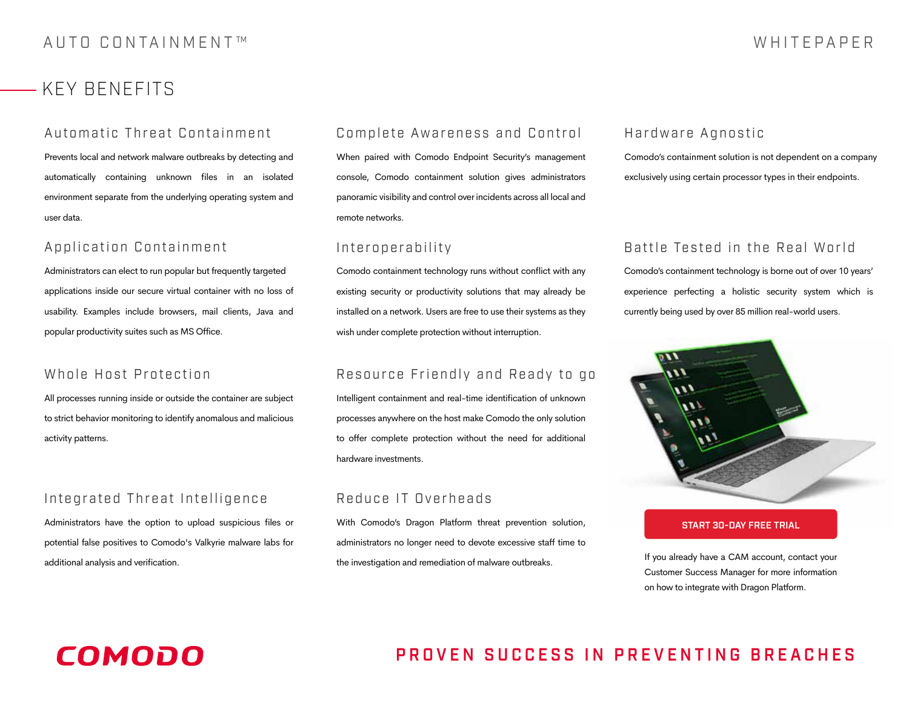## KEY BENEFITS

### Automatic Threat Containment

Prevents local and network malware outbreaks by detecting and automatically containing unknown files in an isolated environment separate from the underlying operating system and user data.

### Application Containment

Administrators can elect to run popular but frequently targeted applications inside our secure virtual container with no loss of usability. Examples include browsers, mail clients, Java and popular productivity suites such as MS Office.

### Whole Host Protection

All processes running inside or outside the container are subject to strict behavior monitoring to identify anomalous and malicious activity patterns.

### Integrated Threat Intelligence

Administrators have the option to upload suspicious files or potential false positives to Comodo's Valkyrie malware labs for additional analysis and verification.

### Complete Awareness and Control

When paired with Comodo Endpoint Security's management console, Comodo containment solution gives administrators panoramic visibility and control over incidents across all local and remote networks.

### Interoperability

Comodo containment technology runs without conflict with any existing security or productivity solutions that may already be installed on a network. Users are free to use their systems as they wish under complete protection without interruption.

### Resource Friendly and Ready to go

Intelligent containment and real-time identification of unknown processes anywhere on the host make Comodo the only solution to offer complete protection without the need for additional hardware investments.

### Reduce IT Overheads

With Comodo's Dragon Platform threat prevention solution, administrators no longer need to devote excessive staff time to the investigation and remediation of malware outbreaks.

### Hardware Agnostic

Comodo's containment solution is not dependent on a company exclusively using certain processor types in their endpoints.

### Battle Tested in the Real World

Comodo's containment technology is borne out of over 10 years' experience perfecting a holistic security system which is currently being used by over 85 million real-world users.

START 30-DAY FREE TRIAL

If you already have a CAM account, contact your Customer Success Manager for more information on how to integrate with Dragon Platform.

COMODO

PROVEN SUCCESS IN PREVENTING BREACHES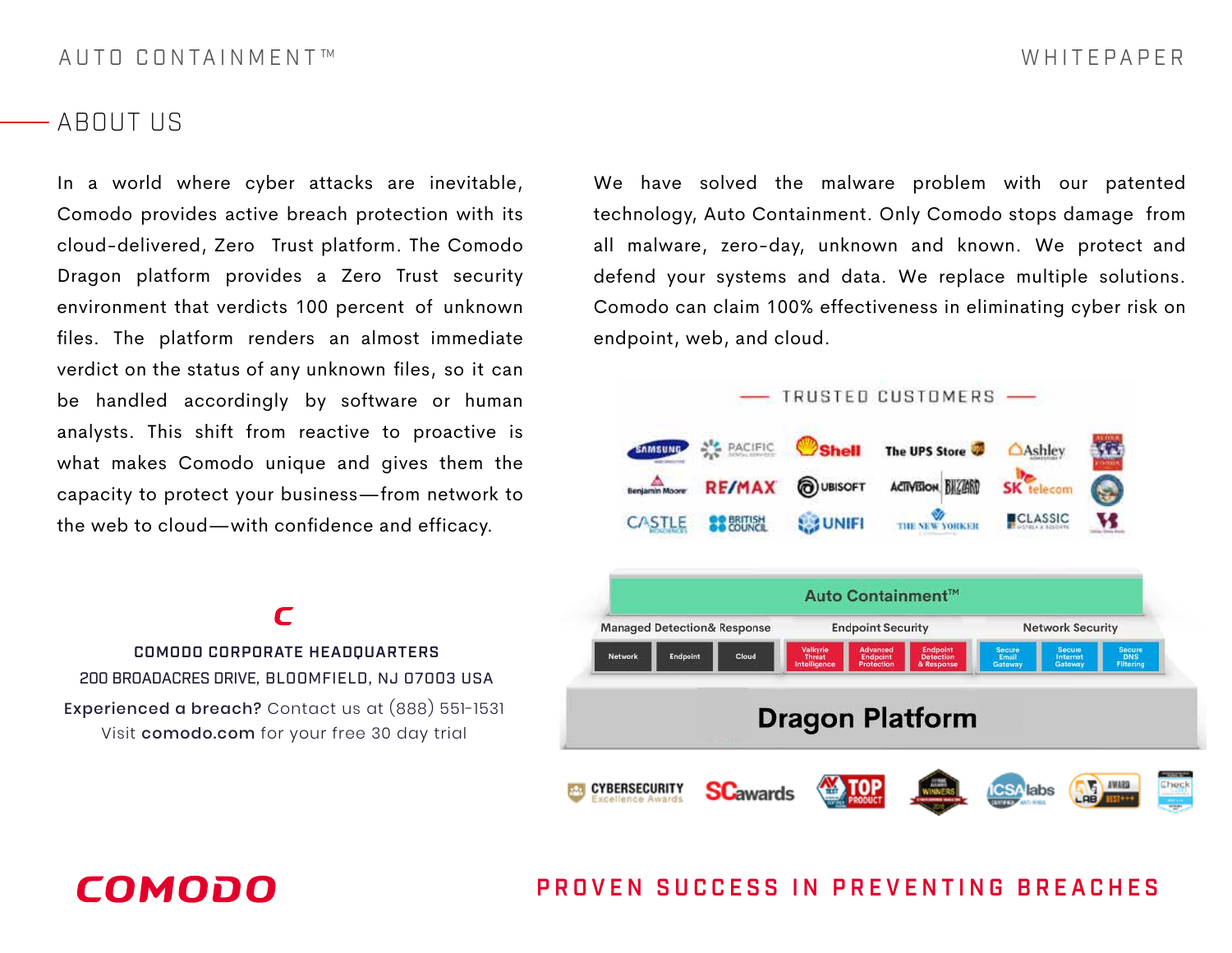## ABOUT US

In a world where cyber attacks are inevitable, Comodo provides active breach protection with its cloud-delivered, Zero Trust platform. The Comodo Dragon platform provides a Zero Trust security environment that verdicts 100 percent of unknown files. The platform renders an almost immediate verdict on the status of any unknown files, so it can be handled accordingly by software or human analysts. This shift from reactive to proactive is what makes Comodo unique and gives them the capacity to protect your business—from network to the web to cloud—with confidence and efficacy.

We have solved the malware problem with our patented technology, Auto Containment. Only Comodo stops damage from all malware, zero-day, unknown and known. We protect and defend your systems and data. We replace multiple solutions. Comodo can claim 100% effectiveness in eliminating cyber risk on endpoint, web, and cloud.

TRUSTED CUSTOMERS

Auto Containment™

Managed Detection& Response

Network

Endpoint

Cloud

Endpoint Security

Valkyrie Threat Intelligence

Advanced Endpoint Protection

Endpoint Detection & Response

Network Security

Secure Email Gateway

Secure Internet Gateway

Secure DNS Filtering

Dragon Platform

**COMODO CORPORATE HEADQUARTERS**
200 BROADACRES DRIVE, BLOOMFIELD, NJ 07003 USA

**Experienced a breach?** Contact us at (888) 551-1531
Visit **comodo.com** for your free 30 day trial

COMODO

PROVEN SUCCESS IN PREVENTING BREACHES